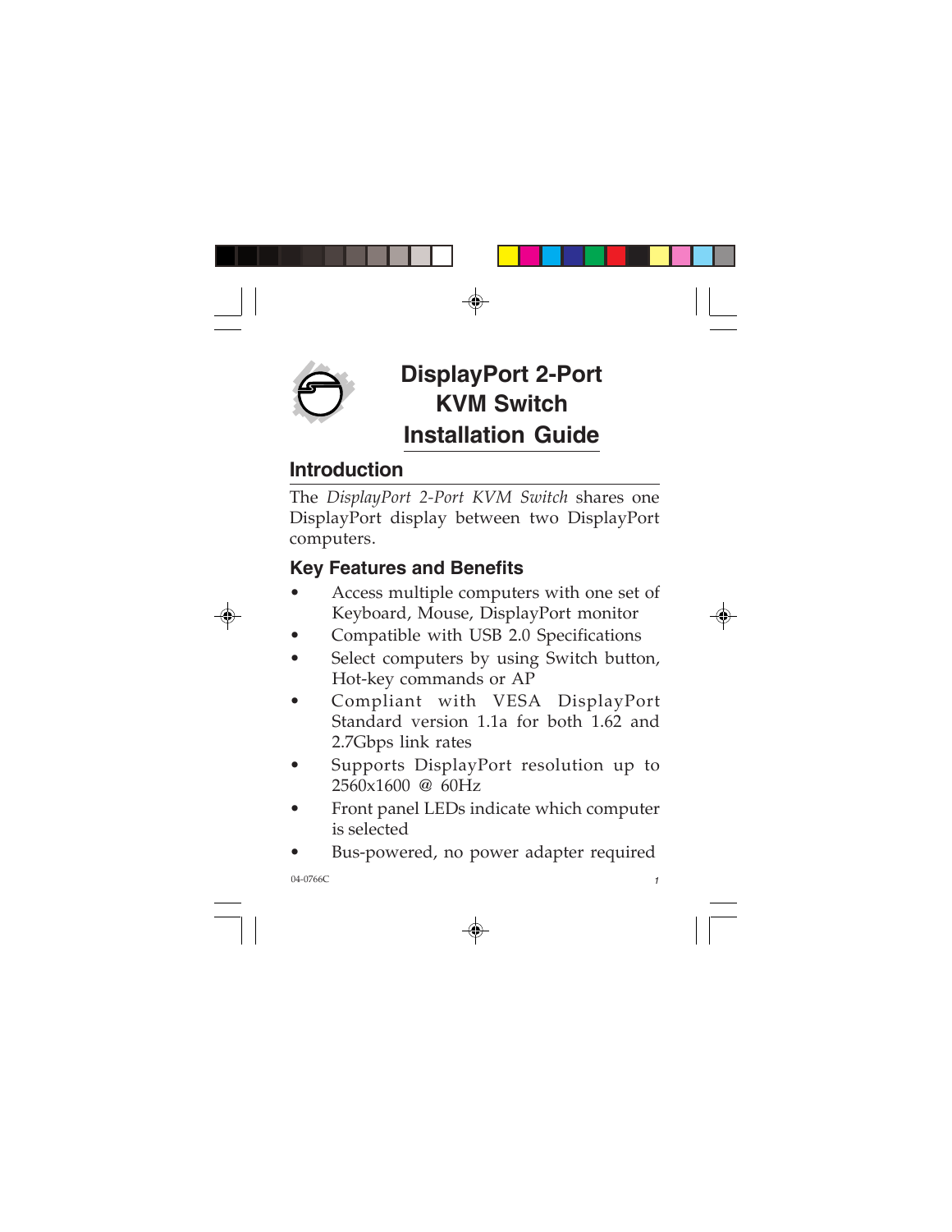# DisplayPort 2-Port KVM Switch Installation Guide

## Introduction

The *DisplayPort 2-Port KVM Switch* shares one DisplayPort display between two DisplayPort computers.

### Key Features and Benefits

- Access multiple computers with one set of Keyboard, Mouse, DisplayPort monitor
- Compatible with USB 2.0 Specifications
- Select computers by using Switch button, Hot-key commands or AP
- Compliant with VESA DisplayPort Standard version 1.1a for both 1.62 and 2.7Gbps link rates
- Supports DisplayPort resolution up to 2560x1600 @ 60Hz
- Front panel LEDs indicate which computer is selected
- Bus-powered, no power adapter required

04-0766C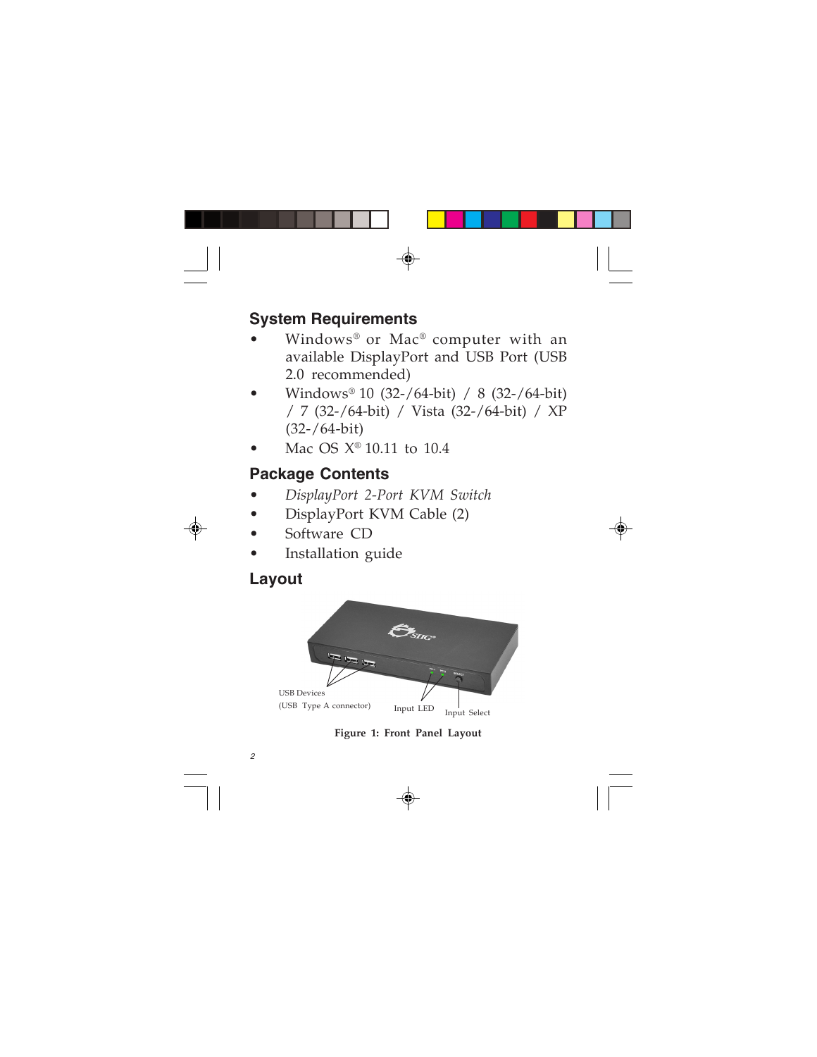## System Requirements

- Windows® or Mac® computer with an available DisplayPort and USB Port (USB 2.0 recommended)
- Windows® 10 (32-/64-bit) / 8 (32-/64-bit) / 7 (32-/64-bit) / Vista (32-/64-bit) / XP (32-/64-bit)
- Mac OS X® 10.11 to 10.4

## Package Contents

- *DisplayPort 2-Port KVM Switch*
- DisplayPort KVM Cable (2)
- Software CD
- Installation guide

## Layout

USB Devices (USB Type A connector)

Input LED

Input Select

**Figure 1: Front Panel Layout**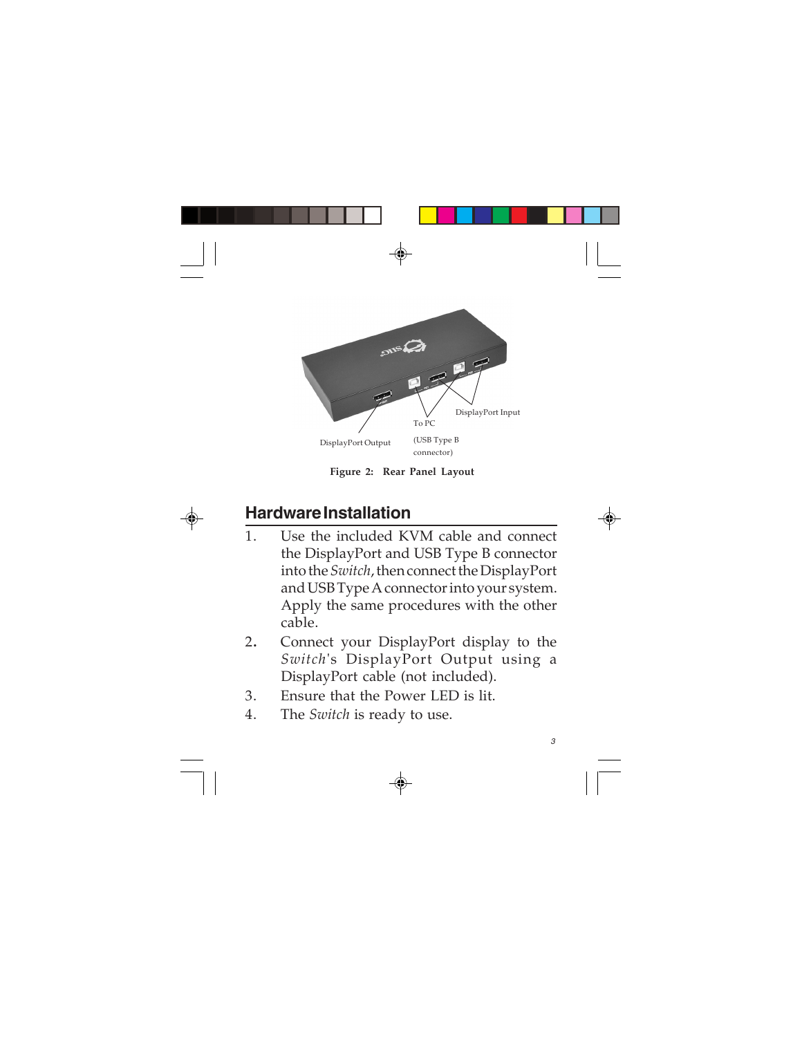DisplayPort Input

To PC

(USB Type B connector)

DisplayPort Output

**Figure 2: Rear Panel Layout**

## Hardware Installation

1. Use the included KVM cable and connect the DisplayPort and USB Type B connector into the *Switch*, then connect the DisplayPort and USB Type A connector into your system. Apply the same procedures with the other cable.
2. Connect your DisplayPort display to the *Switch*'s DisplayPort Output using a DisplayPort cable (not included).
3. Ensure that the Power LED is lit.
4. The *Switch* is ready to use.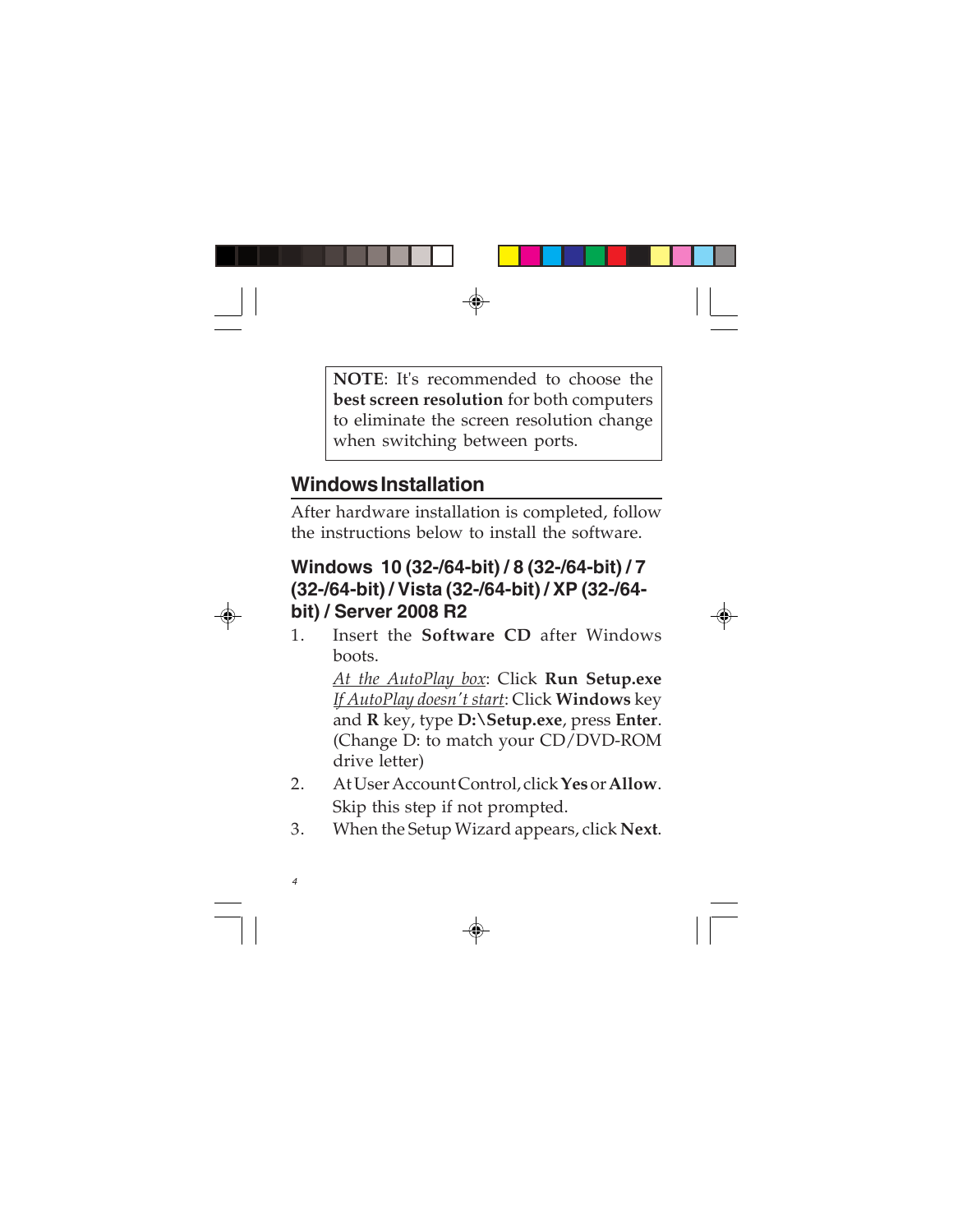> **NOTE**: It's recommended to choose the **best screen resolution** for both computers to eliminate the screen resolution change when switching between ports.

## Windows Installation

After hardware installation is completed, follow the instructions below to install the software.

### Windows 10 (32-/64-bit) / 8 (32-/64-bit) / 7 (32-/64-bit) / Vista (32-/64-bit) / XP (32-/64-bit) / Server 2008 R2

1. Insert the **Software CD** after Windows boots.

   <u>*At the AutoPlay box*</u>: Click **Run Setup.exe**
   <u>*If AutoPlay doesn't start*</u>: Click **Windows** key and **R** key, type **D:\Setup.exe**, press **Enter**. (Change D: to match your CD/DVD-ROM drive letter)

2. At User Account Control, click **Yes** or **Allow**. Skip this step if not prompted.
3. When the Setup Wizard appears, click **Next**.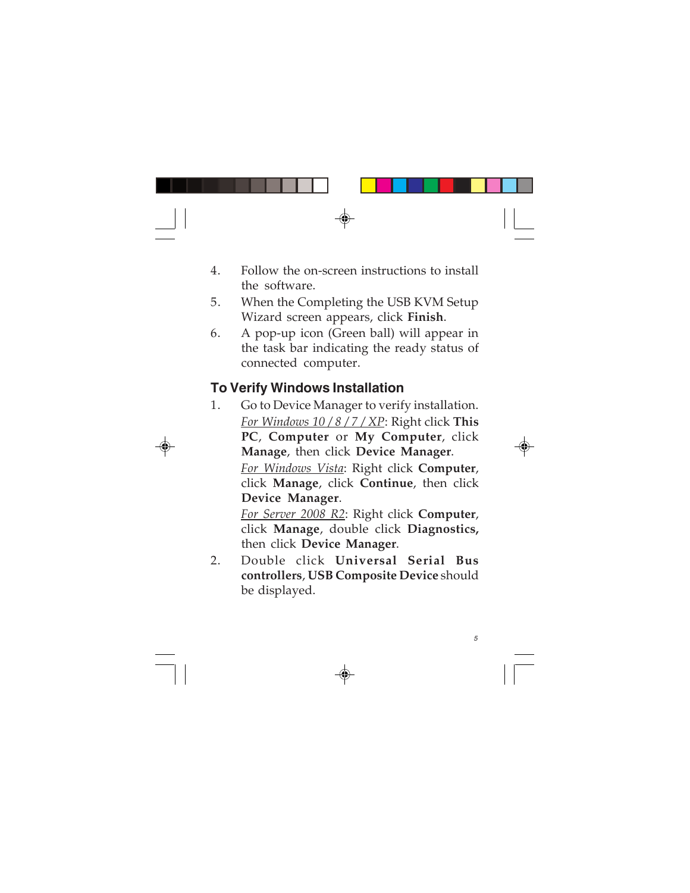4. Follow the on-screen instructions to install the software.
5. When the Completing the USB KVM Setup Wizard screen appears, click **Finish**.
6. A pop-up icon (Green ball) will appear in the task bar indicating the ready status of connected computer.

## To Verify Windows Installation

1. Go to Device Manager to verify installation.

   *For Windows 10 / 8 / 7 / XP*: Right click **This PC**, **Computer** or **My Computer**, click **Manage**, then click **Device Manager**.

   *For Windows Vista*: Right click **Computer**, click **Manage**, click **Continue**, then click **Device Manager**.

   *For Server 2008 R2*: Right click **Computer**, click **Manage**, double click **Diagnostics,** then click **Device Manager**.
2. Double click **Universal Serial Bus controllers**, **USB Composite Device** should be displayed.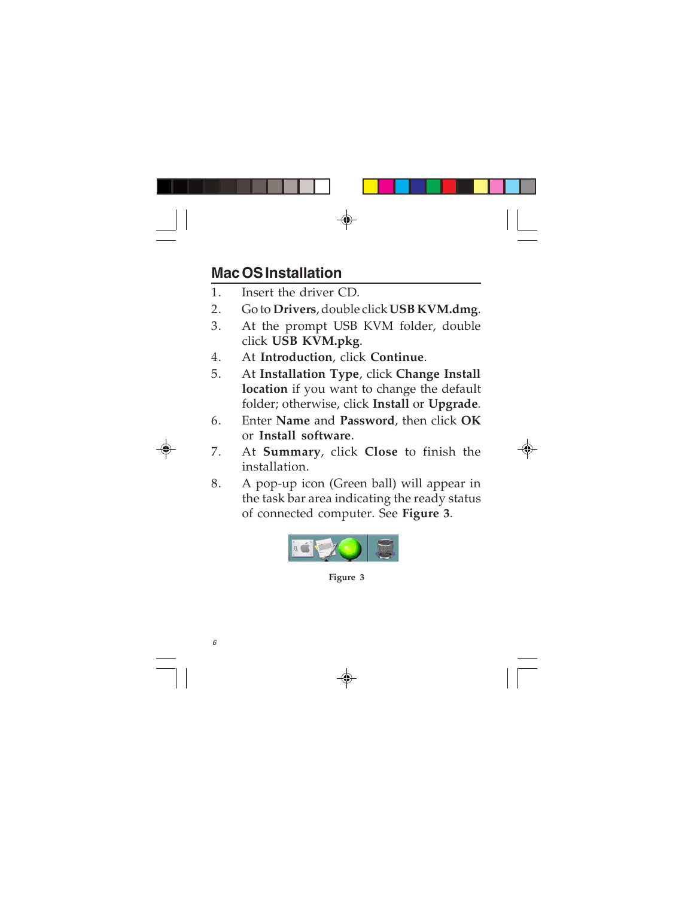## Mac OS Installation

1. Insert the driver CD.
2. Go to **Drivers**, double click **USB KVM.dmg**.
3. At the prompt USB KVM folder, double click **USB KVM.pkg**.
4. At **Introduction**, click **Continue**.
5. At **Installation Type**, click **Change Install location** if you want to change the default folder; otherwise, click **Install** or **Upgrade**.
6. Enter **Name** and **Password**, then click **OK** or **Install software**.
7. At **Summary**, click **Close** to finish the installation.
8. A pop-up icon (Green ball) will appear in the task bar area indicating the ready status of connected computer. See **Figure 3**.

**Figure 3**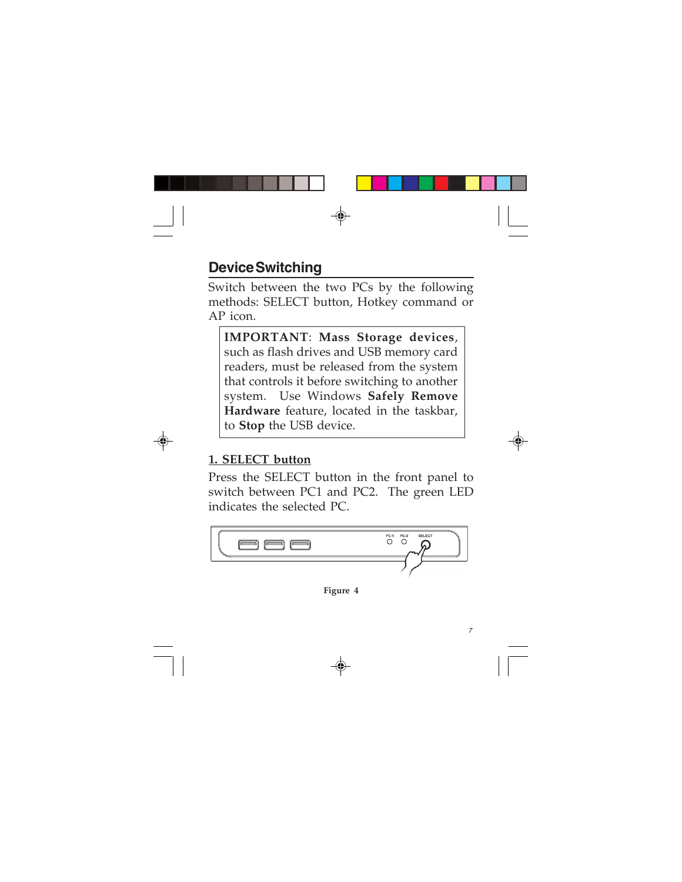## Device Switching

Switch between the two PCs by the following methods: SELECT button, Hotkey command or AP icon.

> **IMPORTANT**: **Mass Storage devices**, such as flash drives and USB memory card readers, must be released from the system that controls it before switching to another system. Use Windows **Safely Remove Hardware** feature, located in the taskbar, to **Stop** the USB device.

### 1. SELECT button

Press the SELECT button in the front panel to switch between PC1 and PC2. The green LED indicates the selected PC.

**Figure 4**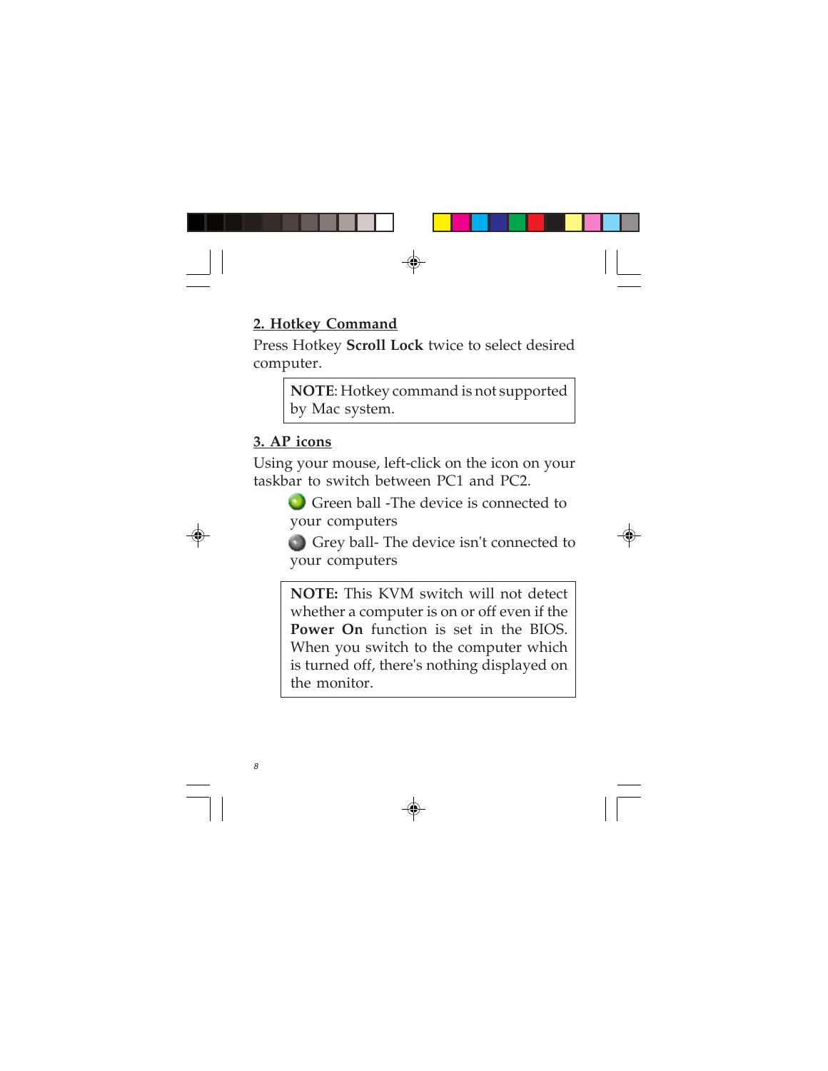## 2. Hotkey Command

Press Hotkey **Scroll Lock** twice to select desired computer.

> **NOTE**: Hotkey command is not supported by Mac system.

## 3. AP icons

Using your mouse, left-click on the icon on your taskbar to switch between PC1 and PC2.

- Green ball -The device is connected to your computers
- Grey ball- The device isn't connected to your computers

> **NOTE:** This KVM switch will not detect whether a computer is on or off even if the **Power On** function is set in the BIOS. When you switch to the computer which is turned off, there's nothing displayed on the monitor.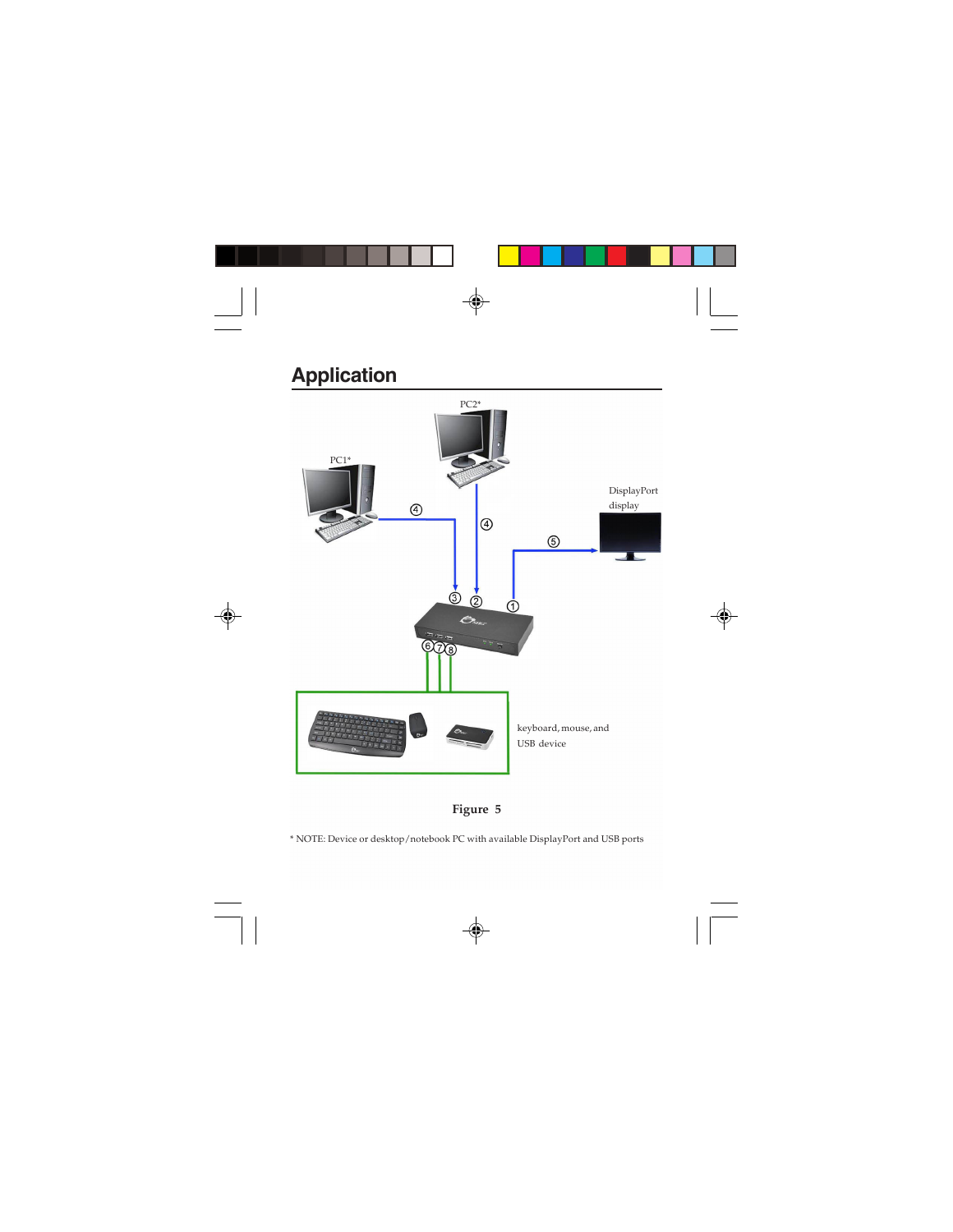## Application

PC2*

PC1*

DisplayPort display

④

④

⑤

③ ② ①

⑥⑦⑧

keyboard, mouse, and USB device

**Figure 5**

* NOTE: Device or desktop/notebook PC with available DisplayPort and USB ports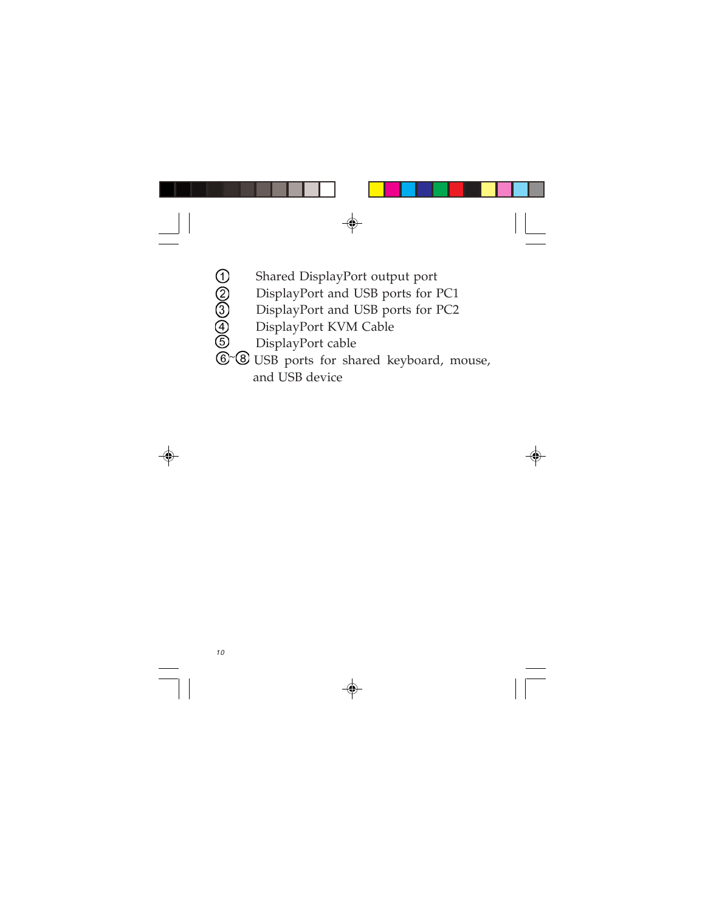① Shared DisplayPort output port
② DisplayPort and USB ports for PC1
③ DisplayPort and USB ports for PC2
④ DisplayPort KVM Cable
⑤ DisplayPort cable
⑥~⑧ USB ports for shared keyboard, mouse, and USB device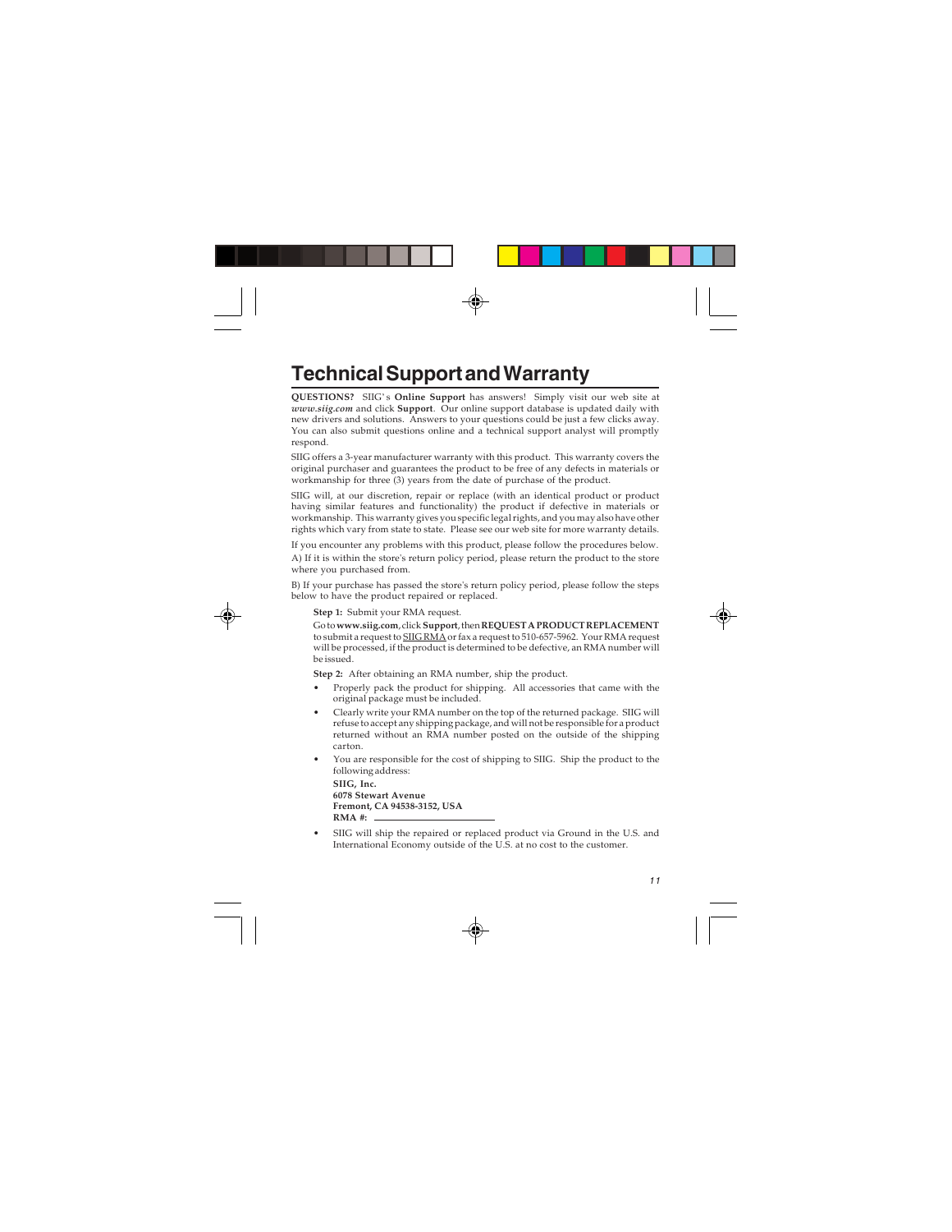# Technical Support and Warranty

**QUESTIONS?** SIIG's **Online Support** has answers! Simply visit our web site at ***www.siig.com*** and click **Support**. Our online support database is updated daily with new drivers and solutions. Answers to your questions could be just a few clicks away. You can also submit questions online and a technical support analyst will promptly respond.

SIIG offers a 3-year manufacturer warranty with this product. This warranty covers the original purchaser and guarantees the product to be free of any defects in materials or workmanship for three (3) years from the date of purchase of the product.

SIIG will, at our discretion, repair or replace (with an identical product or product having similar features and functionality) the product if defective in materials or workmanship. This warranty gives you specific legal rights, and you may also have other rights which vary from state to state. Please see our web site for more warranty details.

If you encounter any problems with this product, please follow the procedures below.

A) If it is within the store's return policy period, please return the product to the store where you purchased from.

B) If your purchase has passed the store's return policy period, please follow the steps below to have the product repaired or replaced.

**Step 1:** Submit your RMA request.

Go to **www.siig.com**, click **Support**, then **REQUEST A PRODUCT REPLACEMENT** to submit a request to SIIG RMA or fax a request to 510-657-5962. Your RMA request will be processed, if the product is determined to be defective, an RMA number will be issued.

**Step 2:** After obtaining an RMA number, ship the product.

- Properly pack the product for shipping. All accessories that came with the original package must be included.
- Clearly write your RMA number on the top of the returned package. SIIG will refuse to accept any shipping package, and will not be responsible for a product returned without an RMA number posted on the outside of the shipping carton.
- You are responsible for the cost of shipping to SIIG. Ship the product to the following address:

  **SIIG, Inc.**
  **6078 Stewart Avenue**
  **Fremont, CA 94538-3152, USA**
  **RMA #:** ____________________

- SIIG will ship the repaired or replaced product via Ground in the U.S. and International Economy outside of the U.S. at no cost to the customer.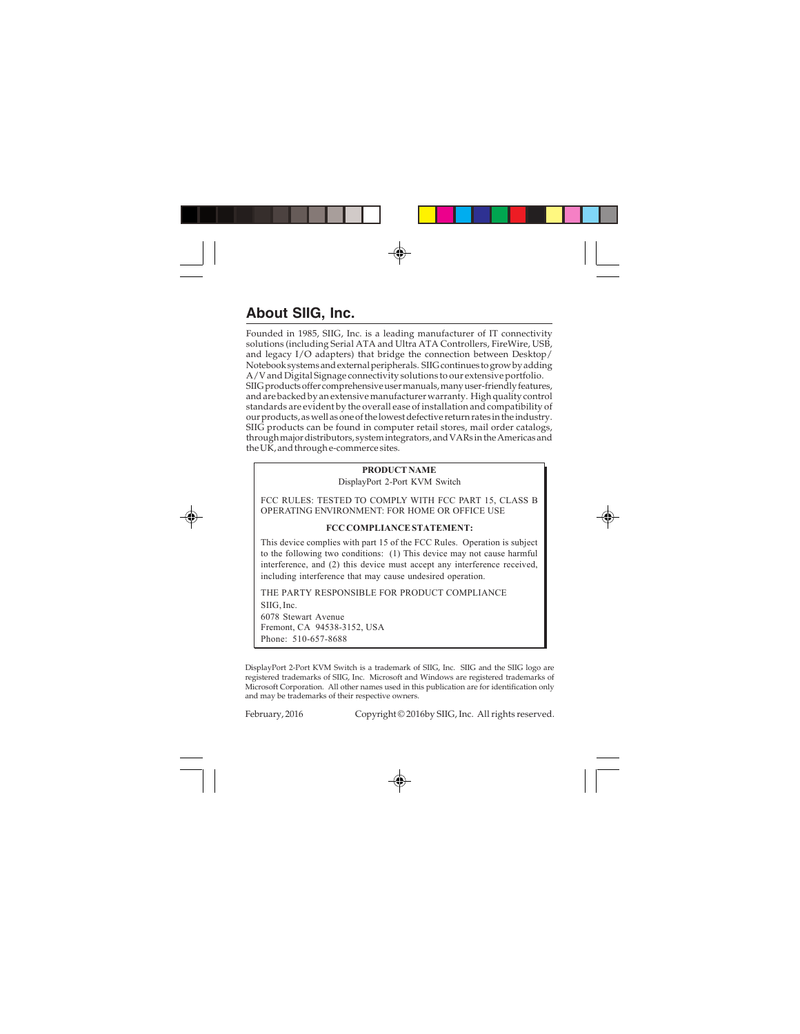## About SIIG, Inc.

Founded in 1985, SIIG, Inc. is a leading manufacturer of IT connectivity solutions (including Serial ATA and Ultra ATA Controllers, FireWire, USB, and legacy I/O adapters) that bridge the connection between Desktop/ Notebook systems and external peripherals. SIIG continues to grow by adding A/V and Digital Signage connectivity solutions to our extensive portfolio. SIIG products offer comprehensive user manuals, many user-friendly features, and are backed by an extensive manufacturer warranty. High quality control standards are evident by the overall ease of installation and compatibility of our products, as well as one of the lowest defective return rates in the industry. SIIG products can be found in computer retail stores, mail order catalogs, through major distributors, system integrators, and VARs in the Americas and the UK, and through e-commerce sites.

**PRODUCT NAME**

DisplayPort 2-Port KVM Switch

FCC RULES: TESTED TO COMPLY WITH FCC PART 15, CLASS B
OPERATING ENVIRONMENT: FOR HOME OR OFFICE USE

**FCC COMPLIANCE STATEMENT:**

This device complies with part 15 of the FCC Rules. Operation is subject to the following two conditions: (1) This device may not cause harmful interference, and (2) this device must accept any interference received, including interference that may cause undesired operation.

THE PARTY RESPONSIBLE FOR PRODUCT COMPLIANCE
SIIG, Inc.
6078 Stewart Avenue
Fremont, CA 94538-3152, USA
Phone: 510-657-8688

DisplayPort 2-Port KVM Switch is a trademark of SIIG, Inc. SIIG and the SIIG logo are registered trademarks of SIIG, Inc. Microsoft and Windows are registered trademarks of Microsoft Corporation. All other names used in this publication are for identification only and may be trademarks of their respective owners.

February, 2016 Copyright © 2016by SIIG, Inc. All rights reserved.